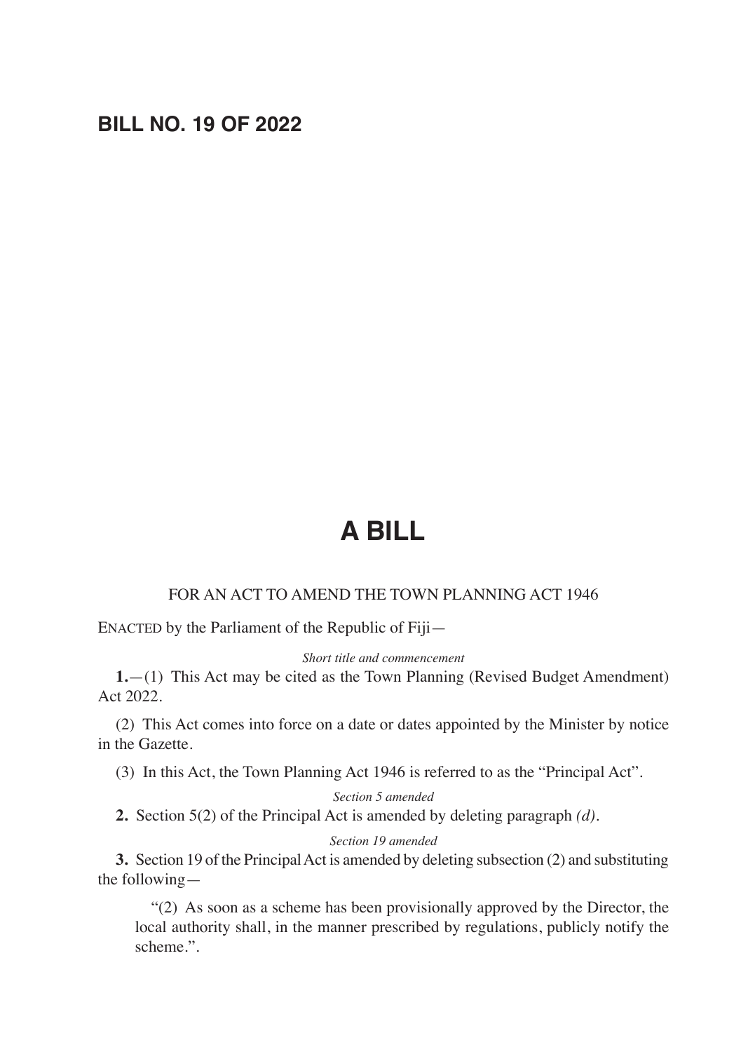# BILL NO. 19 OF 2022

# A BILL

FOR AN ACT TO AMEND THE TOWN PLANNING ACT 1946

ENACTED by the Parliament of the Republic of Fiji—

*Short title and commencement*

**1.**—(1) This Act may be cited as the Town Planning (Revised Budget Amendment) Act 2022.

(2) This Act comes into force on a date or dates appointed by the Minister by notice in the Gazette.

(3) In this Act, the Town Planning Act 1946 is referred to as the "Principal Act".

*Section 5 amended*

**2.** Section 5(2) of the Principal Act is amended by deleting paragraph *(d)*.

*Section 19 amended*

**3.** Section 19 of the Principal Act is amended by deleting subsection (2) and substituting the following—

"(2) As soon as a scheme has been provisionally approved by the Director, the local authority shall, in the manner prescribed by regulations, publicly notify the scheme.".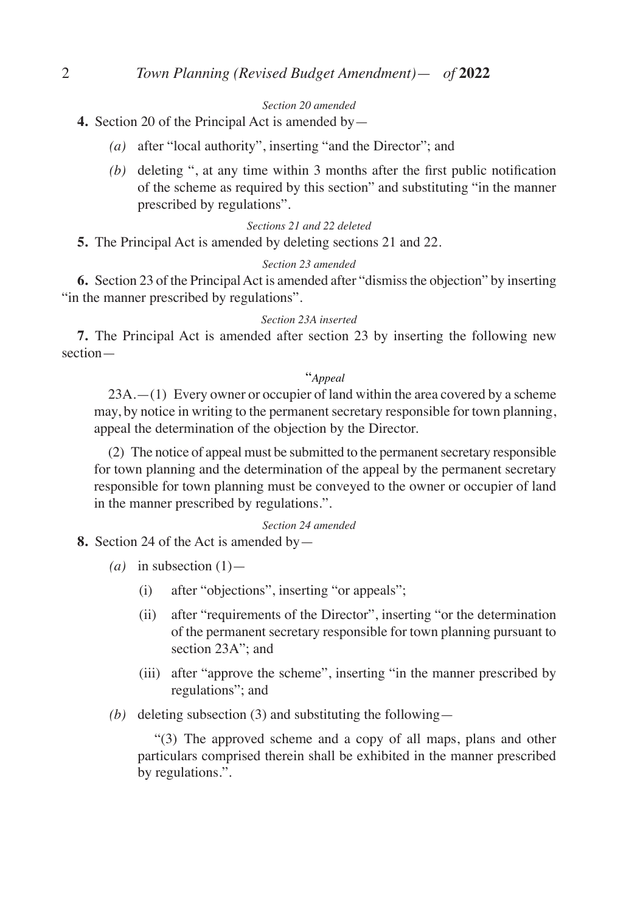*Section 20 amended*

**4.** Section 20 of the Principal Act is amended by—

*(a)* after "local authority", inserting "and the Director"; and

*(b)* deleting ", at any time within 3 months after the first public notification of the scheme as required by this section" and substituting "in the manner prescribed by regulations".

*Sections 21 and 22 deleted*

**5.** The Principal Act is amended by deleting sections 21 and 22.

*Section 23 amended*

**6.** Section 23 of the Principal Act is amended after "dismiss the objection" by inserting "in the manner prescribed by regulations".

*Section 23A inserted*

**7.** The Principal Act is amended after section 23 by inserting the following new section—

"*Appeal*

23A.—(1) Every owner or occupier of land within the area covered by a scheme may, by notice in writing to the permanent secretary responsible for town planning, appeal the determination of the objection by the Director.

(2) The notice of appeal must be submitted to the permanent secretary responsible for town planning and the determination of the appeal by the permanent secretary responsible for town planning must be conveyed to the owner or occupier of land in the manner prescribed by regulations.".

*Section 24 amended*

**8.** Section 24 of the Act is amended by—

*(a)* in subsection (1)—

(i) after "objections", inserting "or appeals";

(ii) after "requirements of the Director", inserting "or the determination of the permanent secretary responsible for town planning pursuant to section 23A"; and

(iii) after "approve the scheme", inserting "in the manner prescribed by regulations"; and

*(b)* deleting subsection (3) and substituting the following—

"(3) The approved scheme and a copy of all maps, plans and other particulars comprised therein shall be exhibited in the manner prescribed by regulations.".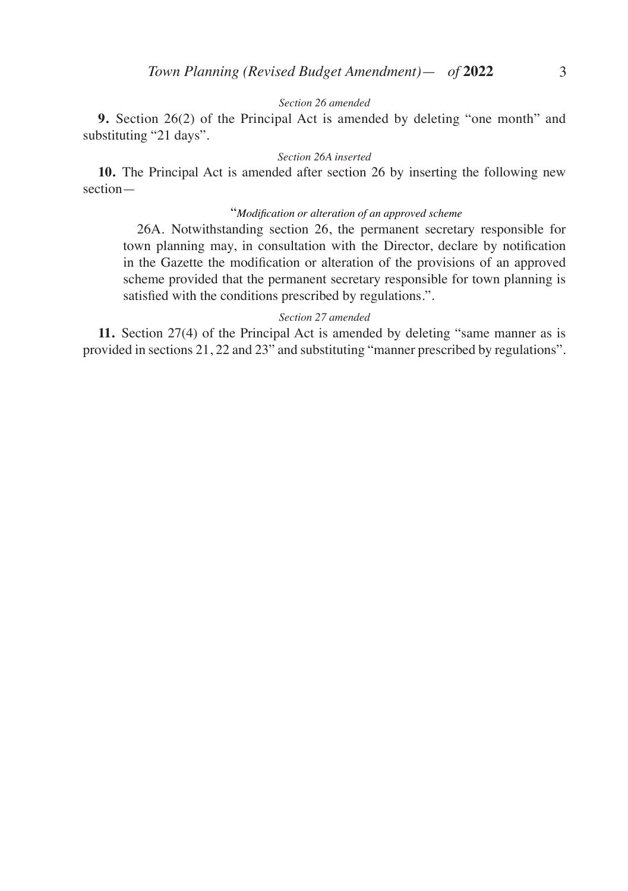*Section 26 amended*

**9.** Section 26(2) of the Principal Act is amended by deleting "one month" and substituting "21 days".

*Section 26A inserted*

**10.** The Principal Act is amended after section 26 by inserting the following new section—

"*Modification or alteration of an approved scheme*

26A. Notwithstanding section 26, the permanent secretary responsible for town planning may, in consultation with the Director, declare by notification in the Gazette the modification or alteration of the provisions of an approved scheme provided that the permanent secretary responsible for town planning is satisfied with the conditions prescribed by regulations.".

*Section 27 amended*

**11.** Section 27(4) of the Principal Act is amended by deleting "same manner as is provided in sections 21, 22 and 23" and substituting "manner prescribed by regulations".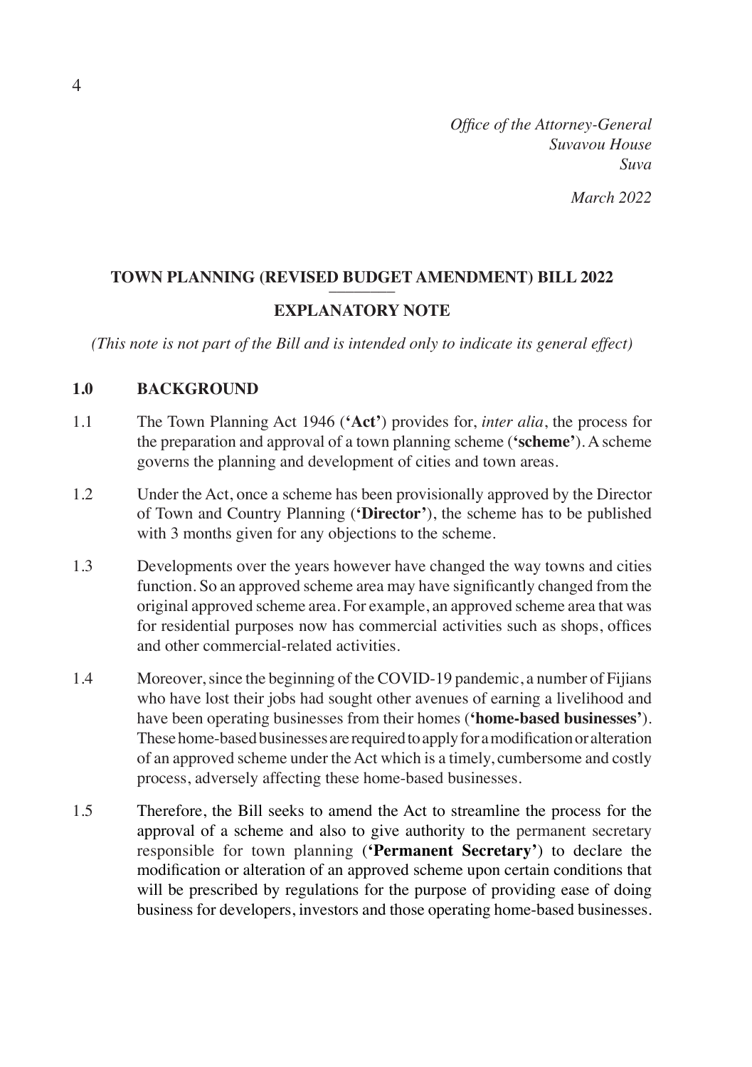*Office of the Attorney-General*
*Suvavou House*
*Suva*

*March 2022*

## TOWN PLANNING (REVISED BUDGET AMENDMENT) BILL 2022

## EXPLANATORY NOTE

*(This note is not part of the Bill and is intended only to indicate its general effect)*

### 1.0 BACKGROUND

1.1 The Town Planning Act 1946 (**'Act'**) provides for, *inter alia*, the process for the preparation and approval of a town planning scheme (**'scheme'**). A scheme governs the planning and development of cities and town areas.

1.2 Under the Act, once a scheme has been provisionally approved by the Director of Town and Country Planning (**'Director'**), the scheme has to be published with 3 months given for any objections to the scheme.

1.3 Developments over the years however have changed the way towns and cities function. So an approved scheme area may have significantly changed from the original approved scheme area. For example, an approved scheme area that was for residential purposes now has commercial activities such as shops, offices and other commercial-related activities.

1.4 Moreover, since the beginning of the COVID-19 pandemic, a number of Fijians who have lost their jobs had sought other avenues of earning a livelihood and have been operating businesses from their homes (**'home-based businesses'**). These home-based businesses are required to apply for a modification or alteration of an approved scheme under the Act which is a timely, cumbersome and costly process, adversely affecting these home-based businesses.

1.5 Therefore, the Bill seeks to amend the Act to streamline the process for the approval of a scheme and also to give authority to the permanent secretary responsible for town planning (**'Permanent Secretary'**) to declare the modification or alteration of an approved scheme upon certain conditions that will be prescribed by regulations for the purpose of providing ease of doing business for developers, investors and those operating home-based businesses.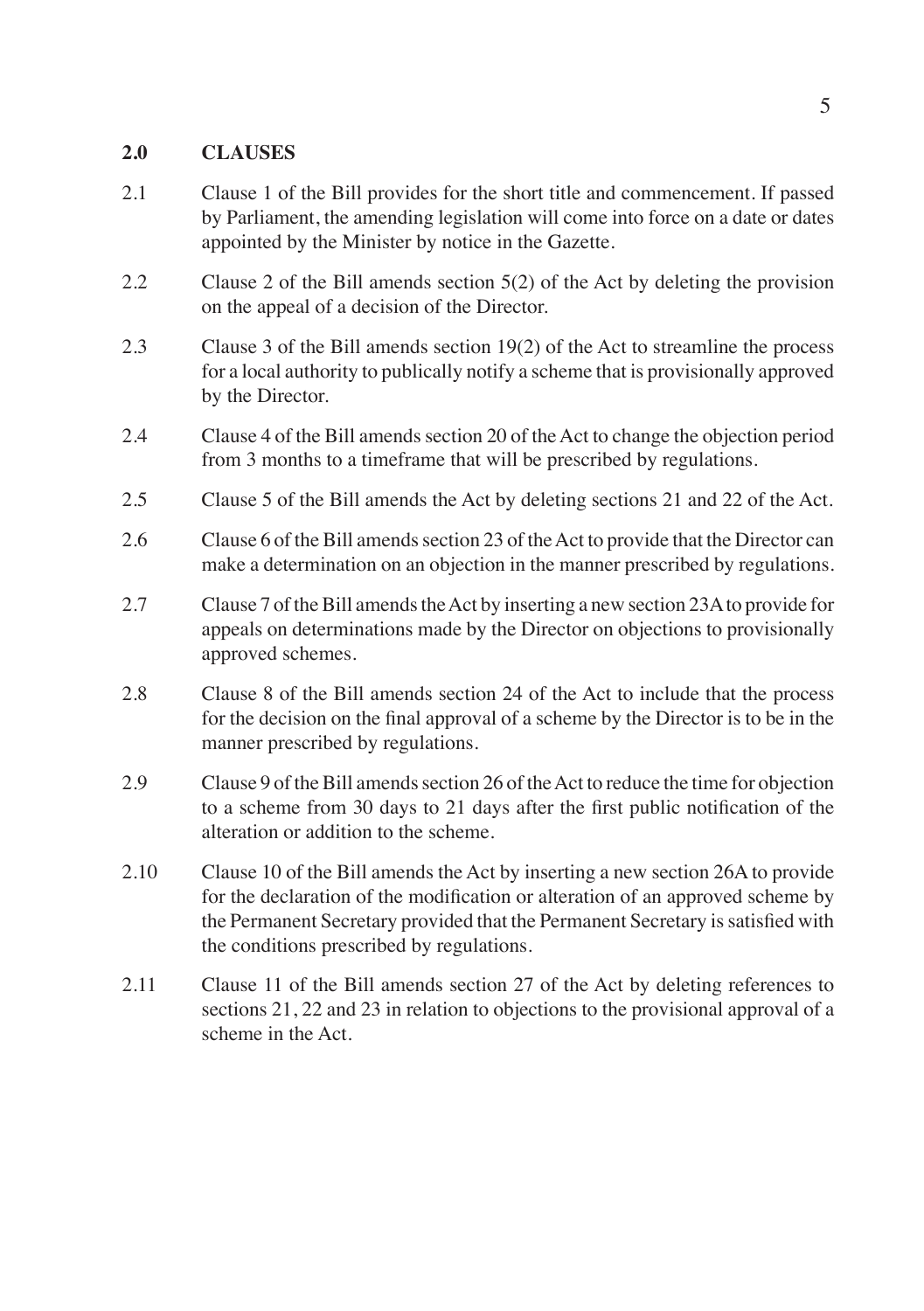## 2.0 CLAUSES

2.1 Clause 1 of the Bill provides for the short title and commencement. If passed by Parliament, the amending legislation will come into force on a date or dates appointed by the Minister by notice in the Gazette.

2.2 Clause 2 of the Bill amends section 5(2) of the Act by deleting the provision on the appeal of a decision of the Director.

2.3 Clause 3 of the Bill amends section 19(2) of the Act to streamline the process for a local authority to publically notify a scheme that is provisionally approved by the Director.

2.4 Clause 4 of the Bill amends section 20 of the Act to change the objection period from 3 months to a timeframe that will be prescribed by regulations.

2.5 Clause 5 of the Bill amends the Act by deleting sections 21 and 22 of the Act.

2.6 Clause 6 of the Bill amends section 23 of the Act to provide that the Director can make a determination on an objection in the manner prescribed by regulations.

2.7 Clause 7 of the Bill amends the Act by inserting a new section 23A to provide for appeals on determinations made by the Director on objections to provisionally approved schemes.

2.8 Clause 8 of the Bill amends section 24 of the Act to include that the process for the decision on the final approval of a scheme by the Director is to be in the manner prescribed by regulations.

2.9 Clause 9 of the Bill amends section 26 of the Act to reduce the time for objection to a scheme from 30 days to 21 days after the first public notification of the alteration or addition to the scheme.

2.10 Clause 10 of the Bill amends the Act by inserting a new section 26A to provide for the declaration of the modification or alteration of an approved scheme by the Permanent Secretary provided that the Permanent Secretary is satisfied with the conditions prescribed by regulations.

2.11 Clause 11 of the Bill amends section 27 of the Act by deleting references to sections 21, 22 and 23 in relation to objections to the provisional approval of a scheme in the Act.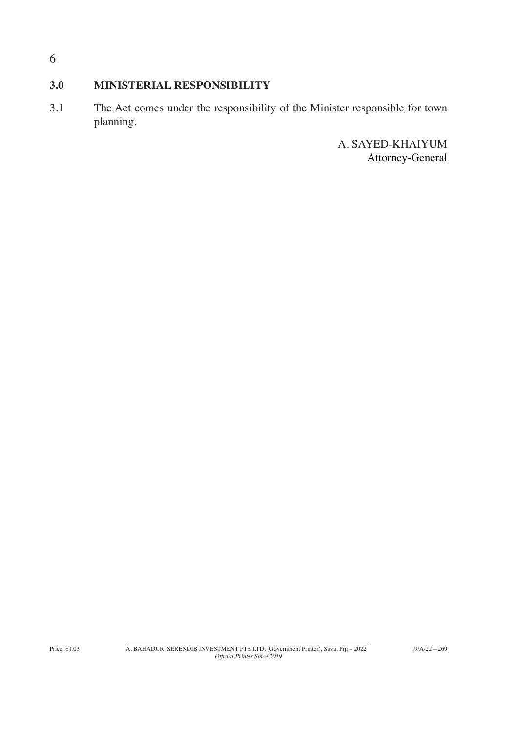## 3.0 MINISTERIAL RESPONSIBILITY

3.1 The Act comes under the responsibility of the Minister responsible for town planning.

A. SAYED-KHAIYUM
Attorney-General

Price: $1.03

A. BAHADUR, SERENDIB INVESTMENT PTE LTD, (Government Printer), Suva, Fiji – 2022
*Official Printer Since 2019*

19/A/22—269